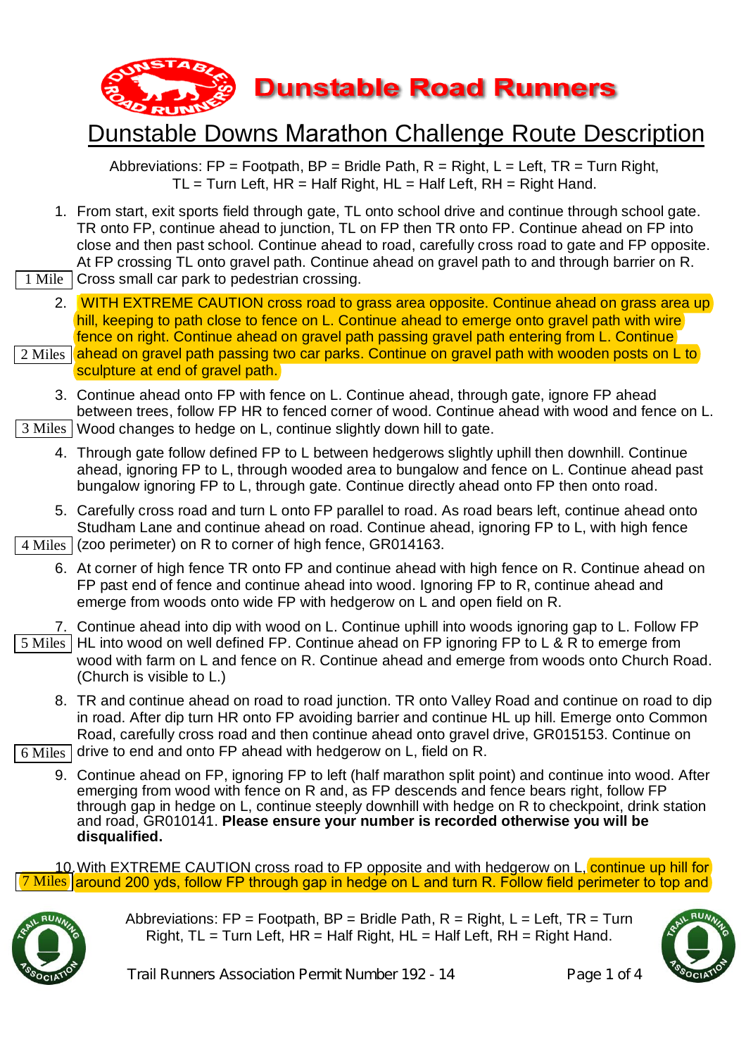**Dunstable Road Runners**

# Dunstable Downs Marathon Challenge Route Description

Abbreviations: FP = Footpath, BP = Bridle Path, R = Right, L = Left, TR = Turn Right, TL = Turn Left, HR = Half Right, HL = Half Left, RH = Right Hand.

1. From start, exit sports field through gate, TL onto school drive and continue through school gate. TR onto FP, continue ahead to junction, TL on FP then TR onto FP. Continue ahead on FP into close and then past school. Continue ahead to road, carefully cross road to gate and FP opposite. At FP crossing TL onto gravel path. Continue ahead on gravel path to and through barrier on R. Cross small car park to pedestrian crossing.

   **1 Mile**

2. WITH EXTREME CAUTION cross road to grass area opposite. Continue ahead on grass area up hill, keeping to path close to fence on L. Continue ahead to emerge onto gravel path with wire fence on right. Continue ahead on gravel path passing gravel path entering from L. Continue ahead on gravel path passing two car parks. Continue on gravel path with wooden posts on L to sculpture at end of gravel path.

   **2 Miles**

3. Continue ahead onto FP with fence on L. Continue ahead, through gate, ignore FP ahead between trees, follow FP HR to fenced corner of wood. Continue ahead with wood and fence on L. Wood changes to hedge on L, continue slightly down hill to gate.

   **3 Miles**

4. Through gate follow defined FP to L between hedgerows slightly uphill then downhill. Continue ahead, ignoring FP to L, through wooded area to bungalow and fence on L. Continue ahead past bungalow ignoring FP to L, through gate. Continue directly ahead onto FP then onto road.

5. Carefully cross road and turn L onto FP parallel to road. As road bears left, continue ahead onto Studham Lane and continue ahead on road. Continue ahead, ignoring FP to L, with high fence (zoo perimeter) on R to corner of high fence, GR014163.

   **4 Miles**

6. At corner of high fence TR onto FP and continue ahead with high fence on R. Continue ahead on FP past end of fence and continue ahead into wood. Ignoring FP to R, continue ahead and emerge from woods onto wide FP with hedgerow on L and open field on R.

7. Continue ahead into dip with wood on L. Continue uphill into woods ignoring gap to L. Follow FP HL into wood on well defined FP. Continue ahead on FP ignoring FP to L & R to emerge from wood with farm on L and fence on R. Continue ahead and emerge from woods onto Church Road. (Church is visible to L.)

   **5 Miles**

8. TR and continue ahead on road to road junction. TR onto Valley Road and continue on road to dip in road. After dip turn HR onto FP avoiding barrier and continue HL up hill. Emerge onto Common Road, carefully cross road and then continue ahead onto gravel drive, GR015153. Continue on drive to end and onto FP ahead with hedgerow on L, field on R.

   **6 Miles**

9. Continue ahead on FP, ignoring FP to left (half marathon split point) and continue into wood. After emerging from wood with fence on R and, as FP descends and fence bears right, follow FP through gap in hedge on L, continue steeply downhill with hedge on R to checkpoint, drink station and road, GR010141. **Please ensure your number is recorded otherwise you will be disqualified.**

10. With EXTREME CAUTION cross road to FP opposite and with hedgerow on L, continue up hill for around 200 yds, follow FP through gap in hedge on L and turn R. Follow field perimeter to top and

   **7 Miles**

Abbreviations: FP = Footpath, BP = Bridle Path, R = Right, L = Left, TR = Turn Right, TL = Turn Left, HR = Half Right, HL = Half Left, RH = Right Hand.

Trail Runners Association Permit Number 192 - 14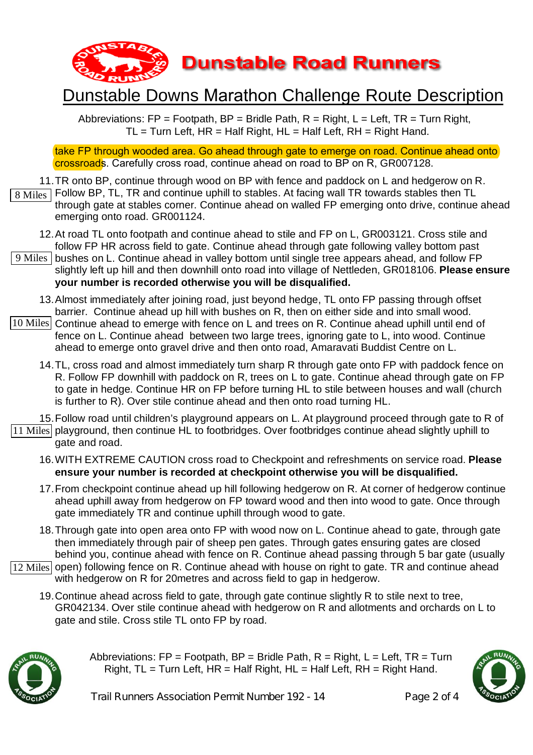# Dunstable Road Runners

## Dunstable Downs Marathon Challenge Route Description

Abbreviations: FP = Footpath, BP = Bridle Path, R = Right, L = Left, TR = Turn Right, TL = Turn Left, HR = Half Right, HL = Half Left, RH = Right Hand.

take FP through wooded area. Go ahead through gate to emerge on road. Continue ahead onto crossroads. Carefully cross road, continue ahead on road to BP on R, GR007128.

11. TR onto BP, continue through wood on BP with fence and paddock on L and hedgerow on R. Follow BP, TL, TR and continue uphill to stables. At facing wall TR towards stables then TL through gate at stables corner. Continue ahead on walled FP emerging onto drive, continue ahead emerging onto road. GR001124. **[8 Miles]**

12. At road TL onto footpath and continue ahead to stile and FP on L, GR003121. Cross stile and follow FP HR across field to gate. Continue ahead through gate following valley bottom past bushes on L. Continue ahead in valley bottom until single tree appears ahead, and follow FP slightly left up hill and then downhill onto road into village of Nettleden, GR018106. **Please ensure your number is recorded otherwise you will be disqualified.** **[9 Miles]**

13. Almost immediately after joining road, just beyond hedge, TL onto FP passing through offset barrier. Continue ahead up hill with bushes on R, then on either side and into small wood. Continue ahead to emerge with fence on L and trees on R. Continue ahead uphill until end of fence on L. Continue ahead between two large trees, ignoring gate to L, into wood. Continue ahead to emerge onto gravel drive and then onto road, Amaravati Buddist Centre on L. **[10 Miles]**

14. TL, cross road and almost immediately turn sharp R through gate onto FP with paddock fence on R. Follow FP downhill with paddock on R, trees on L to gate. Continue ahead through gate on FP to gate in hedge. Continue HR on FP before turning HL to stile between houses and wall (church is further to R). Over stile continue ahead and then onto road turning HL.

15. Follow road until children's playground appears on L. At playground proceed through gate to R of playground, then continue HL to footbridges. Over footbridges continue ahead slightly uphill to gate and road. **[11 Miles]**

16. WITH EXTREME CAUTION cross road to Checkpoint and refreshments on service road. **Please ensure your number is recorded at checkpoint otherwise you will be disqualified.**

17. From checkpoint continue ahead up hill following hedgerow on R. At corner of hedgerow continue ahead uphill away from hedgerow on FP toward wood and then into wood to gate. Once through gate immediately TR and continue uphill through wood to gate.

18. Through gate into open area onto FP with wood now on L. Continue ahead to gate, through gate then immediately through pair of sheep pen gates. Through gates ensuring gates are closed behind you, continue ahead with fence on R. Continue ahead passing through 5 bar gate (usually open) following fence on R. Continue ahead with house on right to gate. TR and continue ahead with hedgerow on R for 20metres and across field to gap in hedgerow. **[12 Miles]**

19. Continue ahead across field to gate, through gate continue slightly R to stile next to tree, GR042134. Over stile continue ahead with hedgerow on R and allotments and orchards on L to gate and stile. Cross stile TL onto FP by road.

Abbreviations: FP = Footpath, BP = Bridle Path, R = Right, L = Left, TR = Turn Right, TL = Turn Left, HR = Half Right, HL = Half Left, RH = Right Hand.

Trail Runners Association Permit Number 192 - 14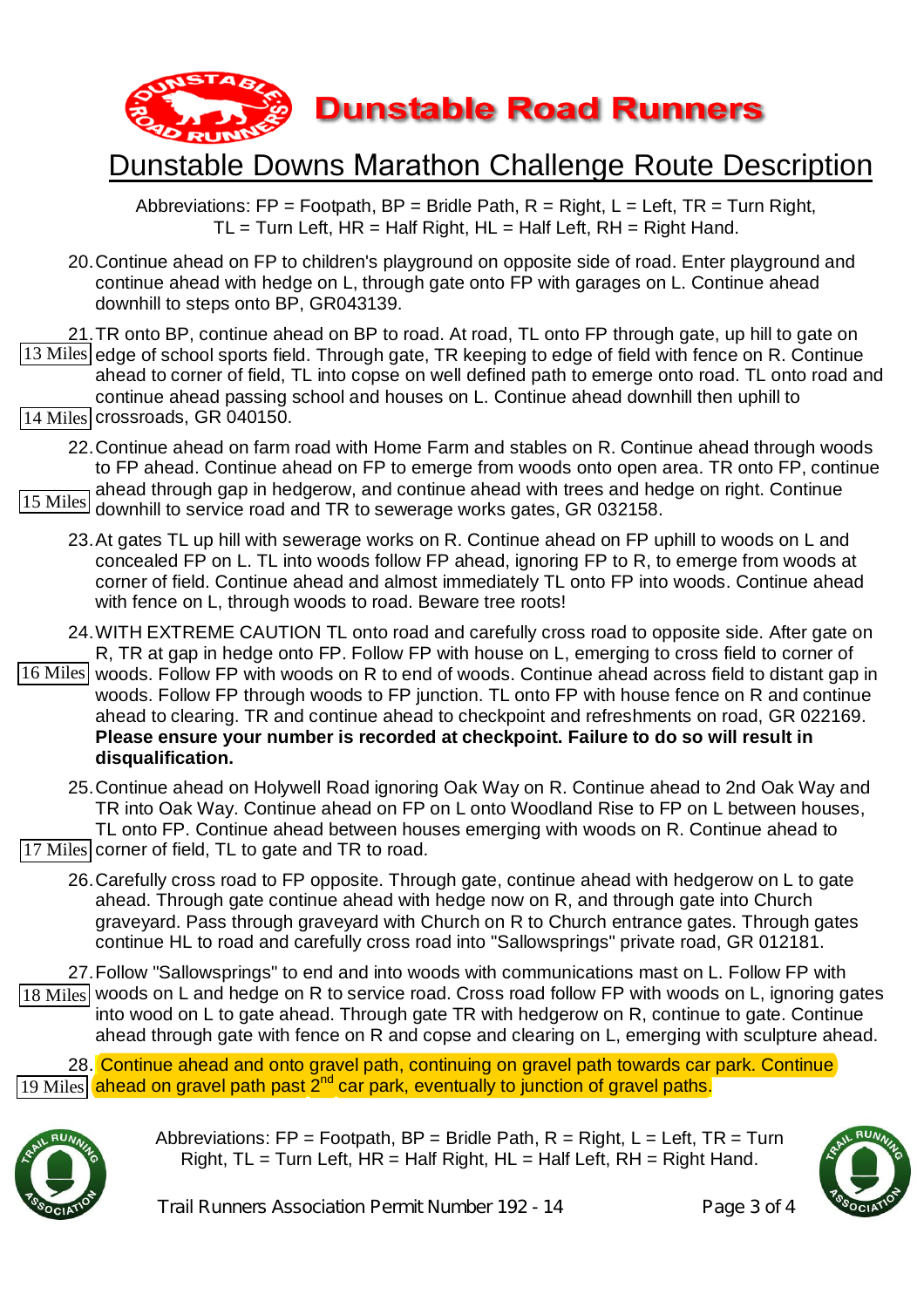# Dunstable Road Runners

## Dunstable Downs Marathon Challenge Route Description

Abbreviations: FP = Footpath, BP = Bridle Path, R = Right, L = Left, TR = Turn Right, TL = Turn Left, HR = Half Right, HL = Half Left, RH = Right Hand.

20. Continue ahead on FP to children's playground on opposite side of road. Enter playground and continue ahead with hedge on L, through gate onto FP with garages on L. Continue ahead downhill to steps onto BP, GR043139.

21. TR onto BP, continue ahead on BP to road. At road, TL onto FP through gate, up hill to gate on edge of school sports field. Through gate, TR keeping to edge of field with fence on R. Continue ahead to corner of field, TL into copse on well defined path to emerge onto road. TL onto road and continue ahead passing school and houses on L. Continue ahead downhill then uphill to crossroads, GR 040150.
   - 13 Miles
   - 14 Miles

22. Continue ahead on farm road with Home Farm and stables on R. Continue ahead through woods to FP ahead. Continue ahead on FP to emerge from woods onto open area. TR onto FP, continue ahead through gap in hedgerow, and continue ahead with trees and hedge on right. Continue downhill to service road and TR to sewerage works gates, GR 032158.
   - 15 Miles

23. At gates TL up hill with sewerage works on R. Continue ahead on FP uphill to woods on L and concealed FP on L. TL into woods follow FP ahead, ignoring FP to R, to emerge from woods at corner of field. Continue ahead and almost immediately TL onto FP into woods. Continue ahead with fence on L, through woods to road. Beware tree roots!

24. WITH EXTREME CAUTION TL onto road and carefully cross road to opposite side. After gate on R, TR at gap in hedge onto FP. Follow FP with house on L, emerging to cross field to corner of woods. Follow FP with woods on R to end of woods. Continue ahead across field to distant gap in woods. Follow FP through woods to FP junction. TL onto FP with house fence on R and continue ahead to clearing. TR and continue ahead to checkpoint and refreshments on road, GR 022169. **Please ensure your number is recorded at checkpoint. Failure to do so will result in disqualification.**
   - 16 Miles

25. Continue ahead on Holywell Road ignoring Oak Way on R. Continue ahead to 2nd Oak Way and TR into Oak Way. Continue ahead on FP on L onto Woodland Rise to FP on L between houses, TL onto FP. Continue ahead between houses emerging with woods on R. Continue ahead to corner of field, TL to gate and TR to road.
   - 17 Miles

26. Carefully cross road to FP opposite. Through gate, continue ahead with hedgerow on L to gate ahead. Through gate continue ahead with hedge now on R, and through gate into Church graveyard. Pass through graveyard with Church on R to Church entrance gates. Through gates continue HL to road and carefully cross road into "Sallowsprings" private road, GR 012181.

27. Follow "Sallowsprings" to end and into woods with communications mast on L. Follow FP with woods on L and hedge on R to service road. Cross road follow FP with woods on L, ignoring gates into wood on L to gate ahead. Through gate TR with hedgerow on R, continue to gate. Continue ahead through gate with fence on R and copse and clearing on L, emerging with sculpture ahead.
   - 18 Miles

28. Continue ahead and onto gravel path, continuing on gravel path towards car park. Continue ahead on gravel path past 2nd car park, eventually to junction of gravel paths.
   - 19 Miles

Abbreviations: FP = Footpath, BP = Bridle Path, R = Right, L = Left, TR = Turn Right, TL = Turn Left, HR = Half Right, HL = Half Left, RH = Right Hand.

Trail Runners Association Permit Number 192 - 14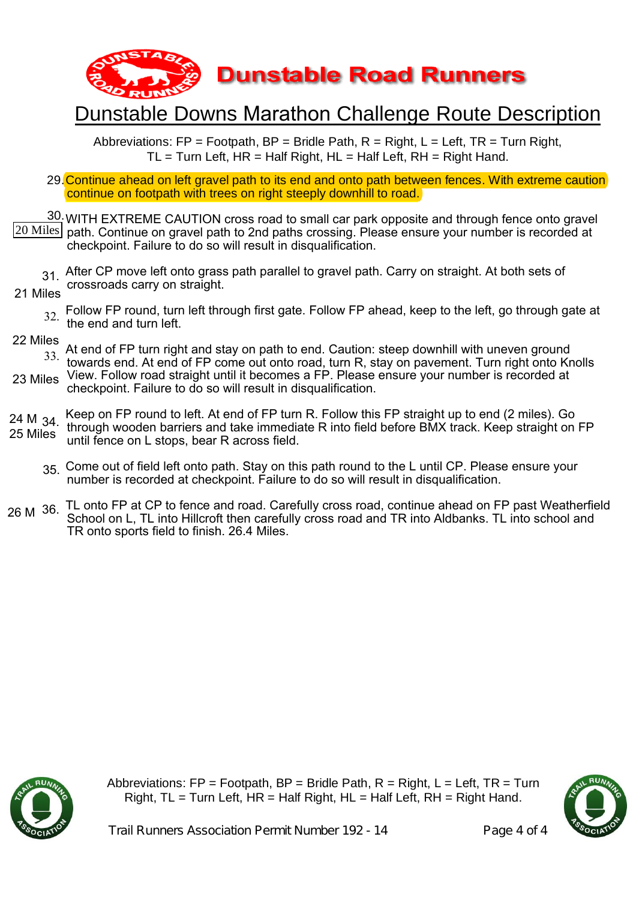# Dunstable Road Runners

## Dunstable Downs Marathon Challenge Route Description

Abbreviations: FP = Footpath, BP = Bridle Path, R = Right, L = Left, TR = Turn Right, TL = Turn Left, HR = Half Right, HL = Half Left, RH = Right Hand.

29. Continue ahead on left gravel path to its end and onto path between fences. With extreme caution continue on footpath with trees on right steeply downhill to road.

**20 Miles**

30. WITH EXTREME CAUTION cross road to small car park opposite and through fence onto gravel path. Continue on gravel path to 2nd paths crossing. Please ensure your number is recorded at checkpoint. Failure to do so will result in disqualification.

**21 Miles**

31. After CP move left onto grass path parallel to gravel path. Carry on straight. At both sets of crossroads carry on straight.

32. Follow FP round, turn left through first gate. Follow FP ahead, keep to the left, go through gate at the end and turn left.

**22 Miles**

33. At end of FP turn right and stay on path to end. Caution: steep downhill with uneven ground towards end. At end of FP come out onto road, turn R, stay on pavement. Turn right onto Knolls View. Follow road straight until it becomes a FP. Please ensure your number is recorded at checkpoint. Failure to do so will result in disqualification.

**23 Miles**

**24 M**

34. Keep on FP round to left. At end of FP turn R. Follow this FP straight up to end (2 miles). Go through wooden barriers and take immediate R into field before BMX track. Keep straight on FP until fence on L stops, bear R across field.

**25 Miles**

35. Come out of field left onto path. Stay on this path round to the L until CP. Please ensure your number is recorded at checkpoint. Failure to do so will result in disqualification.

**26 M**

36. TL onto FP at CP to fence and road. Carefully cross road, continue ahead on FP past Weatherfield School on L, TL into Hillcroft then carefully cross road and TR into Aldbanks. TL into school and TR onto sports field to finish. 26.4 Miles.

Abbreviations: FP = Footpath, BP = Bridle Path, R = Right, L = Left, TR = Turn Right, TL = Turn Left, HR = Half Right, HL = Half Left, RH = Right Hand.

Trail Runners Association Permit Number 192 - 14